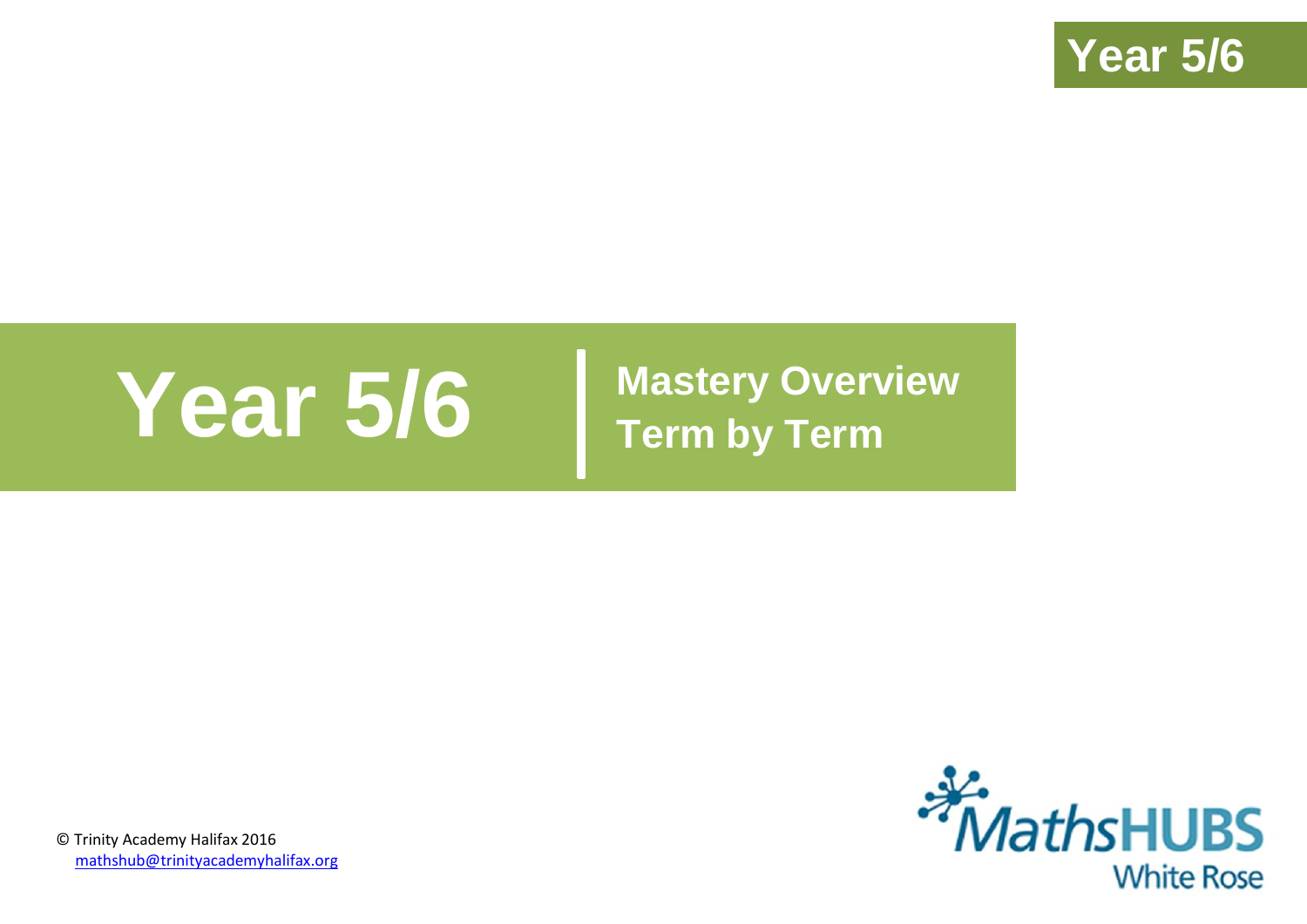# Year 5/6

## Mastery Overview
## Term by Term

© Trinity Academy Halifax 2016
mathshub@trinityacademyhalifax.org

MathsHUBS
White Rose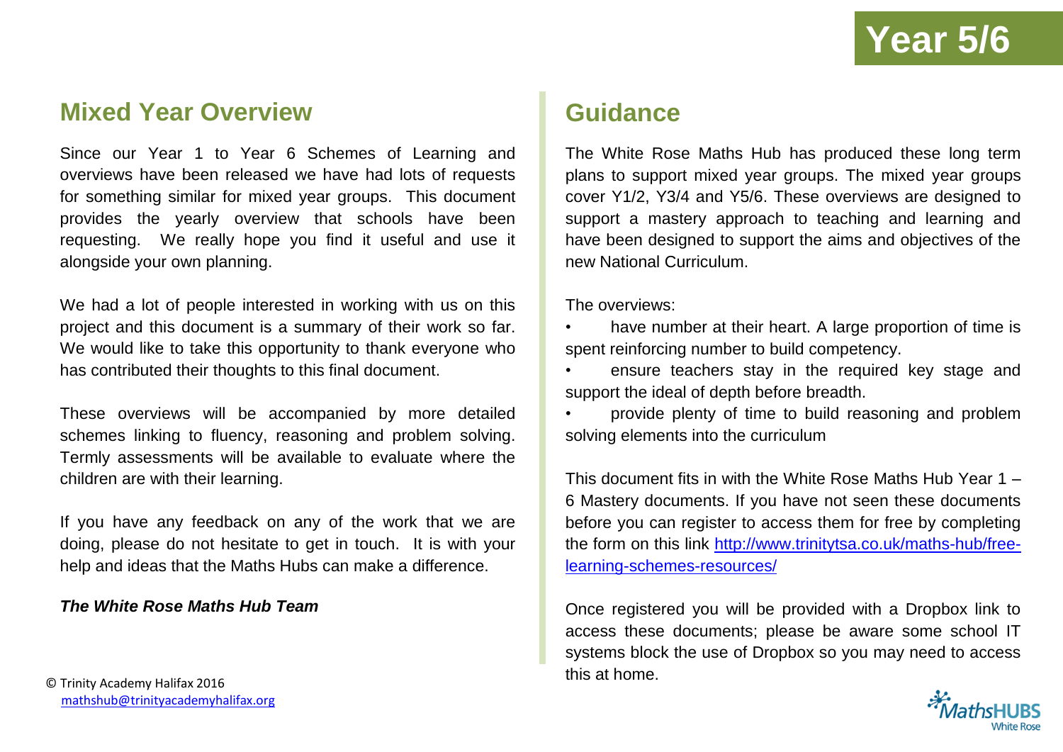# Year 5/6

## Mixed Year Overview

Since our Year 1 to Year 6 Schemes of Learning and overviews have been released we have had lots of requests for something similar for mixed year groups. This document provides the yearly overview that schools have been requesting. We really hope you find it useful and use it alongside your own planning.

We had a lot of people interested in working with us on this project and this document is a summary of their work so far. We would like to take this opportunity to thank everyone who has contributed their thoughts to this final document.

These overviews will be accompanied by more detailed schemes linking to fluency, reasoning and problem solving. Termly assessments will be available to evaluate where the children are with their learning.

If you have any feedback on any of the work that we are doing, please do not hesitate to get in touch. It is with your help and ideas that the Maths Hubs can make a difference.

***The White Rose Maths Hub Team***

© Trinity Academy Halifax 2016
mathshub@trinityacademyhalifax.org

## Guidance

The White Rose Maths Hub has produced these long term plans to support mixed year groups. The mixed year groups cover Y1/2, Y3/4 and Y5/6. These overviews are designed to support a mastery approach to teaching and learning and have been designed to support the aims and objectives of the new National Curriculum.

The overviews:

- have number at their heart. A large proportion of time is spent reinforcing number to build competency.
- ensure teachers stay in the required key stage and support the ideal of depth before breadth.
- provide plenty of time to build reasoning and problem solving elements into the curriculum

This document fits in with the White Rose Maths Hub Year 1 – 6 Mastery documents. If you have not seen these documents before you can register to access them for free by completing the form on this link [http://www.trinitytsa.co.uk/maths-hub/free-learning-schemes-resources/](http://www.trinitytsa.co.uk/maths-hub/free-learning-schemes-resources/)

Once registered you will be provided with a Dropbox link to access these documents; please be aware some school IT systems block the use of Dropbox so you may need to access this at home.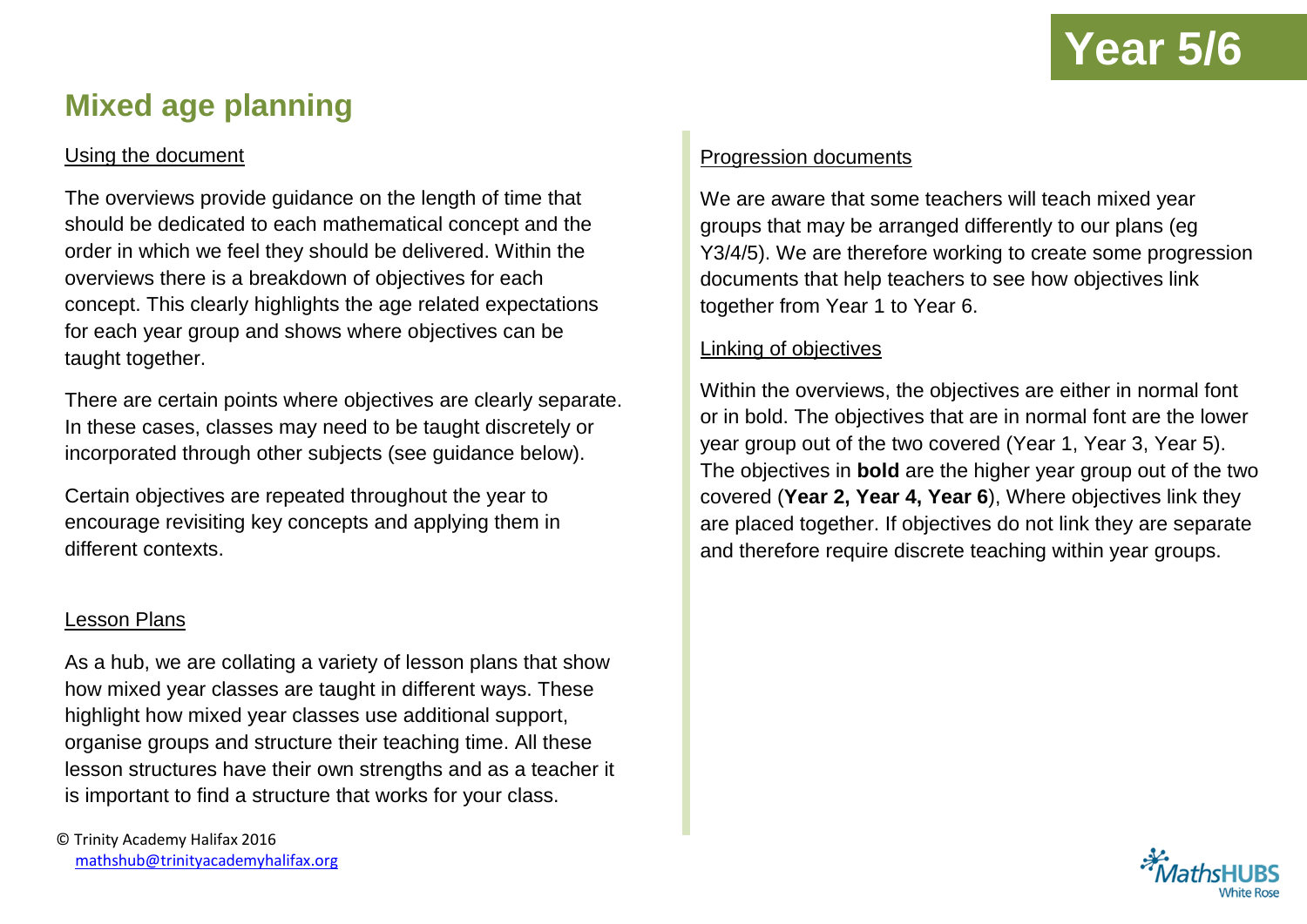# Year 5/6

## Mixed age planning

### Using the document

The overviews provide guidance on the length of time that should be dedicated to each mathematical concept and the order in which we feel they should be delivered. Within the overviews there is a breakdown of objectives for each concept. This clearly highlights the age related expectations for each year group and shows where objectives can be taught together.

There are certain points where objectives are clearly separate. In these cases, classes may need to be taught discretely or incorporated through other subjects (see guidance below).

Certain objectives are repeated throughout the year to encourage revisiting key concepts and applying them in different contexts.

### Lesson Plans

As a hub, we are collating a variety of lesson plans that show how mixed year classes are taught in different ways. These highlight how mixed year classes use additional support, organise groups and structure their teaching time. All these lesson structures have their own strengths and as a teacher it is important to find a structure that works for your class.

### Progression documents

We are aware that some teachers will teach mixed year groups that may be arranged differently to our plans (eg Y3/4/5). We are therefore working to create some progression documents that help teachers to see how objectives link together from Year 1 to Year 6.

### Linking of objectives

Within the overviews, the objectives are either in normal font or in bold. The objectives that are in normal font are the lower year group out of the two covered (Year 1, Year 3, Year 5). The objectives in **bold** are the higher year group out of the two covered (**Year 2, Year 4, Year 6**), Where objectives link they are placed together. If objectives do not link they are separate and therefore require discrete teaching within year groups.

© Trinity Academy Halifax 2016
mathshub@trinityacademyhalifax.org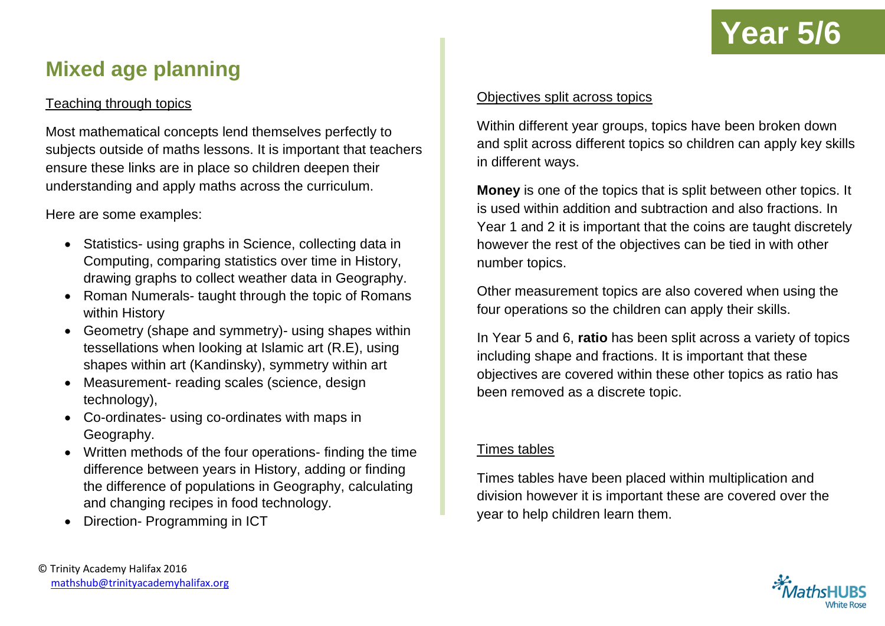# Year 5/6

## Mixed age planning

### Teaching through topics

Most mathematical concepts lend themselves perfectly to subjects outside of maths lessons. It is important that teachers ensure these links are in place so children deepen their understanding and apply maths across the curriculum.

Here are some examples:

- Statistics- using graphs in Science, collecting data in Computing, comparing statistics over time in History, drawing graphs to collect weather data in Geography.
- Roman Numerals- taught through the topic of Romans within History
- Geometry (shape and symmetry)- using shapes within tessellations when looking at Islamic art (R.E), using shapes within art (Kandinsky), symmetry within art
- Measurement- reading scales (science, design technology),
- Co-ordinates- using co-ordinates with maps in Geography.
- Written methods of the four operations- finding the time difference between years in History, adding or finding the difference of populations in Geography, calculating and changing recipes in food technology.
- Direction- Programming in ICT

### Objectives split across topics

Within different year groups, topics have been broken down and split across different topics so children can apply key skills in different ways.

**Money** is one of the topics that is split between other topics. It is used within addition and subtraction and also fractions. In Year 1 and 2 it is important that the coins are taught discretely however the rest of the objectives can be tied in with other number topics.

Other measurement topics are also covered when using the four operations so the children can apply their skills.

In Year 5 and 6, **ratio** has been split across a variety of topics including shape and fractions. It is important that these objectives are covered within these other topics as ratio has been removed as a discrete topic.

### Times tables

Times tables have been placed within multiplication and division however it is important these are covered over the year to help children learn them.

© Trinity Academy Halifax 2016
mathshub@trinityacademyhalifax.org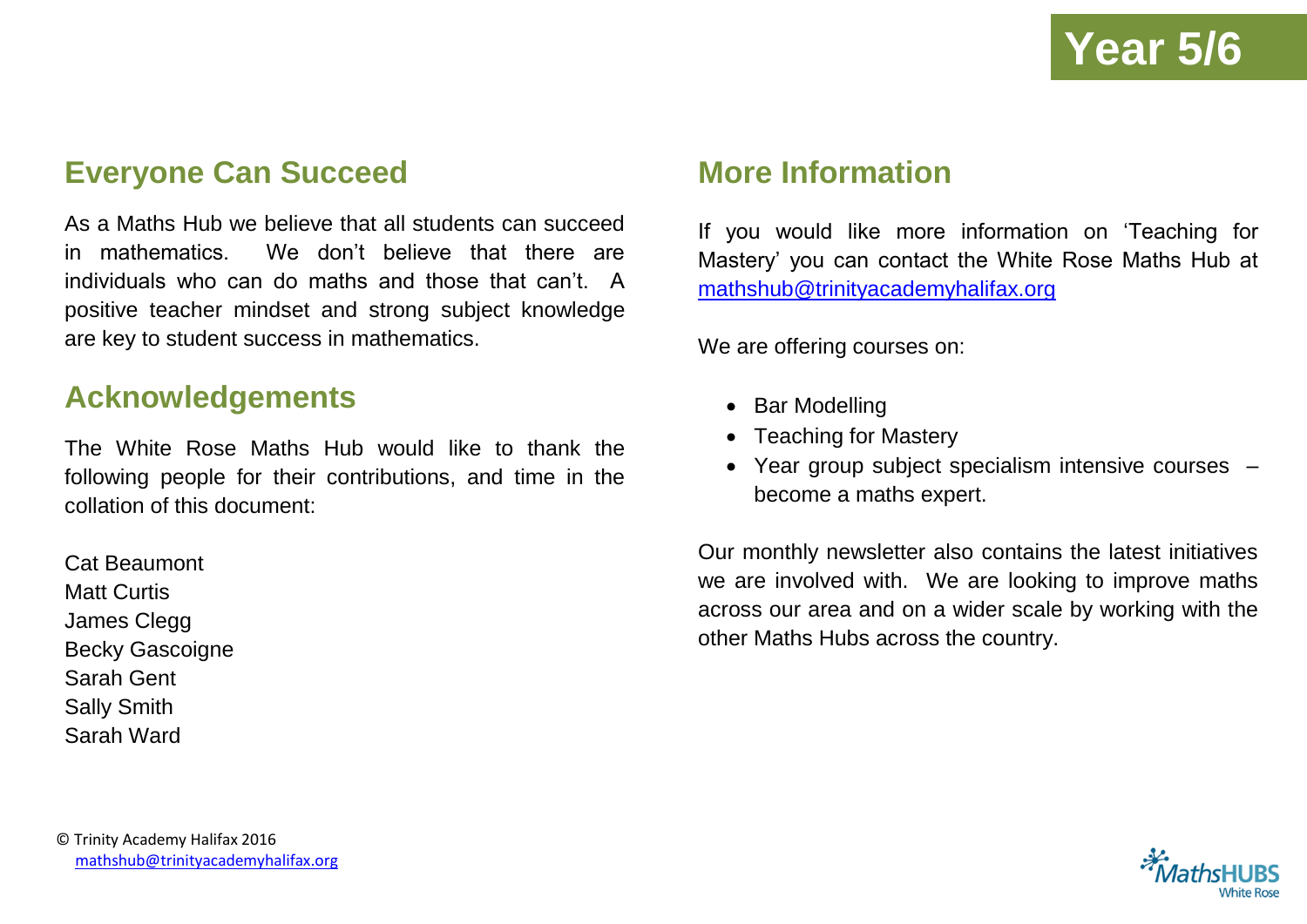# Year 5/6

## Everyone Can Succeed

As a Maths Hub we believe that all students can succeed in mathematics. We don't believe that there are individuals who can do maths and those that can't. A positive teacher mindset and strong subject knowledge are key to student success in mathematics.

## Acknowledgements

The White Rose Maths Hub would like to thank the following people for their contributions, and time in the collation of this document:

Cat Beaumont
Matt Curtis
James Clegg
Becky Gascoigne
Sarah Gent
Sally Smith
Sarah Ward

## More Information

If you would like more information on 'Teaching for Mastery' you can contact the White Rose Maths Hub at mathshub@trinityacademyhalifax.org

We are offering courses on:

- Bar Modelling
- Teaching for Mastery
- Year group subject specialism intensive courses – become a maths expert.

Our monthly newsletter also contains the latest initiatives we are involved with. We are looking to improve maths across our area and on a wider scale by working with the other Maths Hubs across the country.

© Trinity Academy Halifax 2016
mathshub@trinityacademyhalifax.org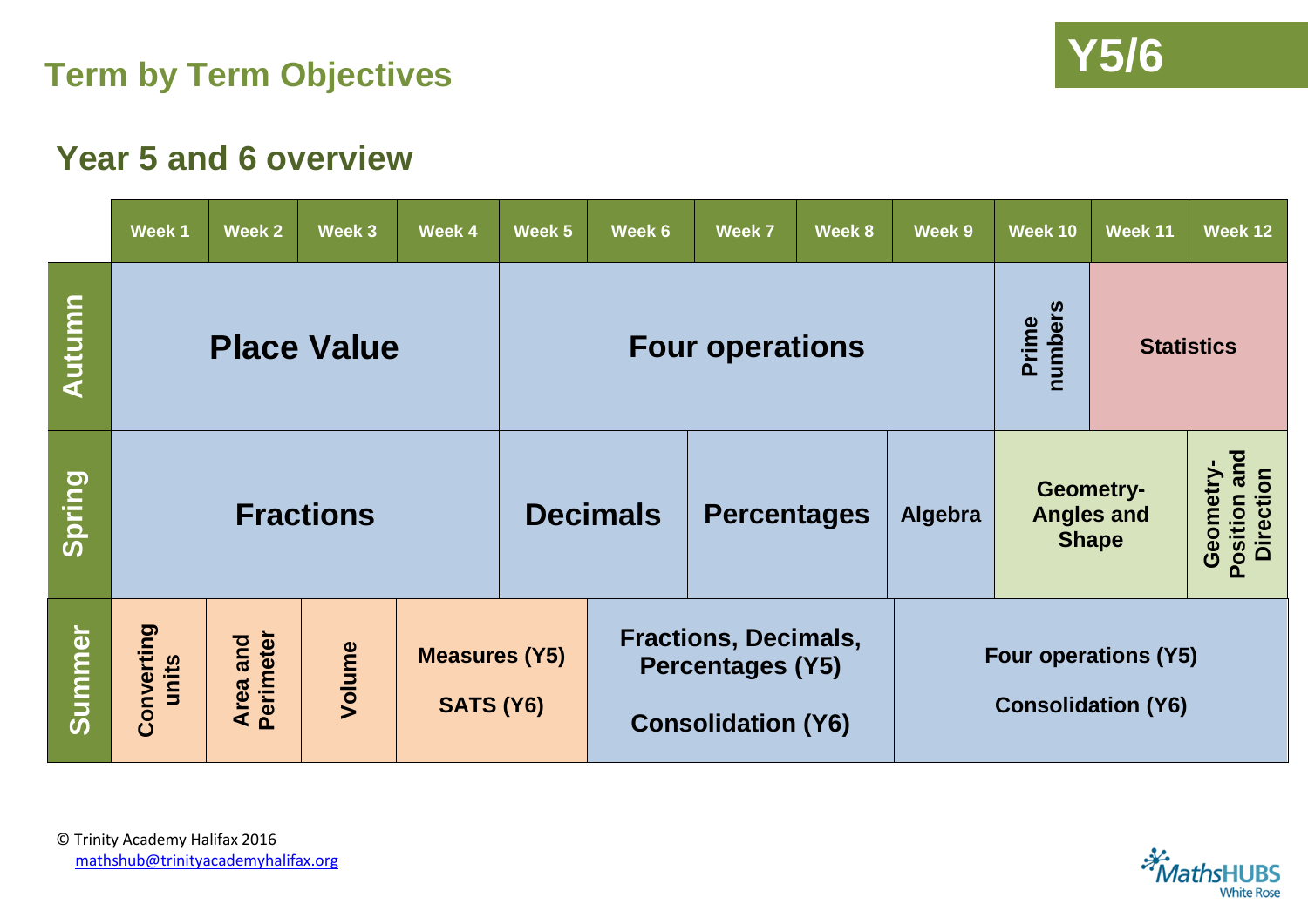## Term by Term Objectives

**Y5/6**

## Year 5 and 6 overview

| | Week 1 | Week 2 | Week 3 | Week 4 | Week 5 | Week 6 | Week 7 | Week 8 | Week 9 | Week 10 | Week 11 | Week 12 |
|---|---|---|---|---|---|---|---|---|---|---|---|---|
| **Autumn** | Place Value | | | | Four operations | | | | | Prime numbers | Statistics | |
| **Spring** | Fractions | | | | Decimals | | Percentages | | Algebra | Geometry- Angles and Shape | | Geometry- Position and Direction |
| **Summer** | Converting units | Area and Perimeter | Volume | Measures (Y5) SATS (Y6) | | Fractions, Decimals, Percentages (Y5) Consolidation (Y6) | | | Four operations (Y5) Consolidation (Y6) | | | |

© Trinity Academy Halifax 2016
mathshub@trinityacademyhalifax.org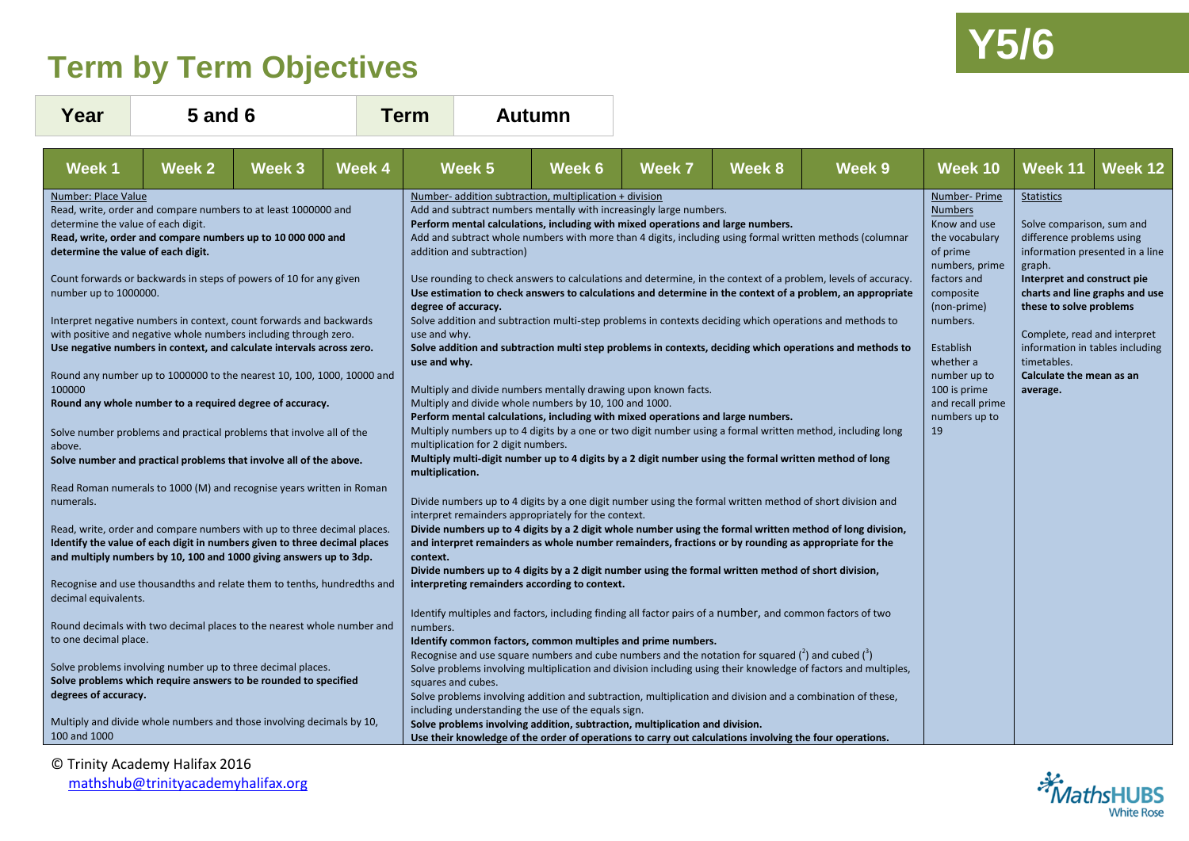# Term by Term Objectives

Y5/6

| Year | 5 and 6 | Term | Autumn |
|---|---|---|---|

| Week 1–4 | Week 5–9 | Week 10 | Week 11–12 |
|---|---|---|---|
| Number: Place Value<br>Read, write, order and compare numbers to at least 1000000 and determine the value of each digit.<br>**Read, write, order and compare numbers up to 10 000 000 and determine the value of each digit.**<br><br>Count forwards or backwards in steps of powers of 10 for any given number up to 1000000.<br><br>Interpret negative numbers in context, count forwards and backwards with positive and negative whole numbers including through zero.<br>**Use negative numbers in context, and calculate intervals across zero.**<br><br>Round any number up to 1000000 to the nearest 10, 100, 1000, 10000 and 100000<br>**Round any whole number to a required degree of accuracy.**<br><br>Solve number problems and practical problems that involve all of the above.<br>**Solve number and practical problems that involve all of the above.**<br><br>Read Roman numerals to 1000 (M) and recognise years written in Roman numerals.<br><br>Read, write, order and compare numbers with up to three decimal places.<br>**Identify the value of each digit in numbers given to three decimal places and multiply numbers by 10, 100 and 1000 giving answers up to 3dp.**<br><br>Recognise and use thousandths and relate them to tenths, hundredths and decimal equivalents.<br><br>Round decimals with two decimal places to the nearest whole number and to one decimal place.<br><br>Solve problems involving number up to three decimal places.<br>**Solve problems which require answers to be rounded to specified degrees of accuracy.**<br><br>Multiply and divide whole numbers and those involving decimals by 10, 100 and 1000 | Number- addition subtraction, multiplication + division<br>Add and subtract numbers mentally with increasingly large numbers.<br>**Perform mental calculations, including with mixed operations and large numbers.**<br>Add and subtract whole numbers with more than 4 digits, including using formal written methods (columnar addition and subtraction)<br><br>Use rounding to check answers to calculations and determine, in the context of a problem, levels of accuracy.<br>**Use estimation to check answers to calculations and determine in the context of a problem, an appropriate degree of accuracy.**<br>Solve addition and subtraction multi-step problems in contexts deciding which operations and methods to use and why.<br>**Solve addition and subtraction multi step problems in contexts, deciding which operations and methods to use and why.**<br><br>Multiply and divide numbers mentally drawing upon known facts.<br>Multiply and divide whole numbers by 10, 100 and 1000.<br>**Perform mental calculations, including with mixed operations and large numbers.**<br>Multiply numbers up to 4 digits by a one or two digit number using a formal written method, including long multiplication for 2 digit numbers.<br>**Multiply multi-digit number up to 4 digits by a 2 digit number using the formal written method of long multiplication.**<br><br>Divide numbers up to 4 digits by a one digit number using the formal written method of short division and interpret remainders appropriately for the context.<br>**Divide numbers up to 4 digits by a 2 digit whole number using the formal written method of long division, and interpret remainders as whole number remainders, fractions or by rounding as appropriate for the context.**<br>**Divide numbers up to 4 digits by a 2 digit number using the formal written method of short division, interpreting remainders according to context.**<br><br>Identify multiples and factors, including finding all factor pairs of a number, and common factors of two numbers.<br>**Identify common factors, common multiples and prime numbers.**<br>Recognise and use square numbers and cube numbers and the notation for squared ($^2$) and cubed ($^3$)<br>Solve problems involving multiplication and division including using their knowledge of factors and multiples, squares and cubes.<br>Solve problems involving addition and subtraction, multiplication and division and a combination of these, including understanding the use of the equals sign.<br>**Solve problems involving addition, subtraction, multiplication and division.**<br>**Use their knowledge of the order of operations to carry out calculations involving the four operations.** | Number- Prime Numbers<br>Know and use the vocabulary of prime numbers, prime factors and composite (non-prime) numbers.<br><br>Establish whether a number up to 100 is prime and recall prime numbers up to 19 | Statistics<br><br>Solve comparison, sum and difference problems using information presented in a line graph.<br>**Interpret and construct pie charts and line graphs and use these to solve problems**<br><br>Complete, read and interpret information in tables including timetables.<br>**Calculate the mean as an average.** |

© Trinity Academy Halifax 2016
mathshub@trinityacademyhalifax.org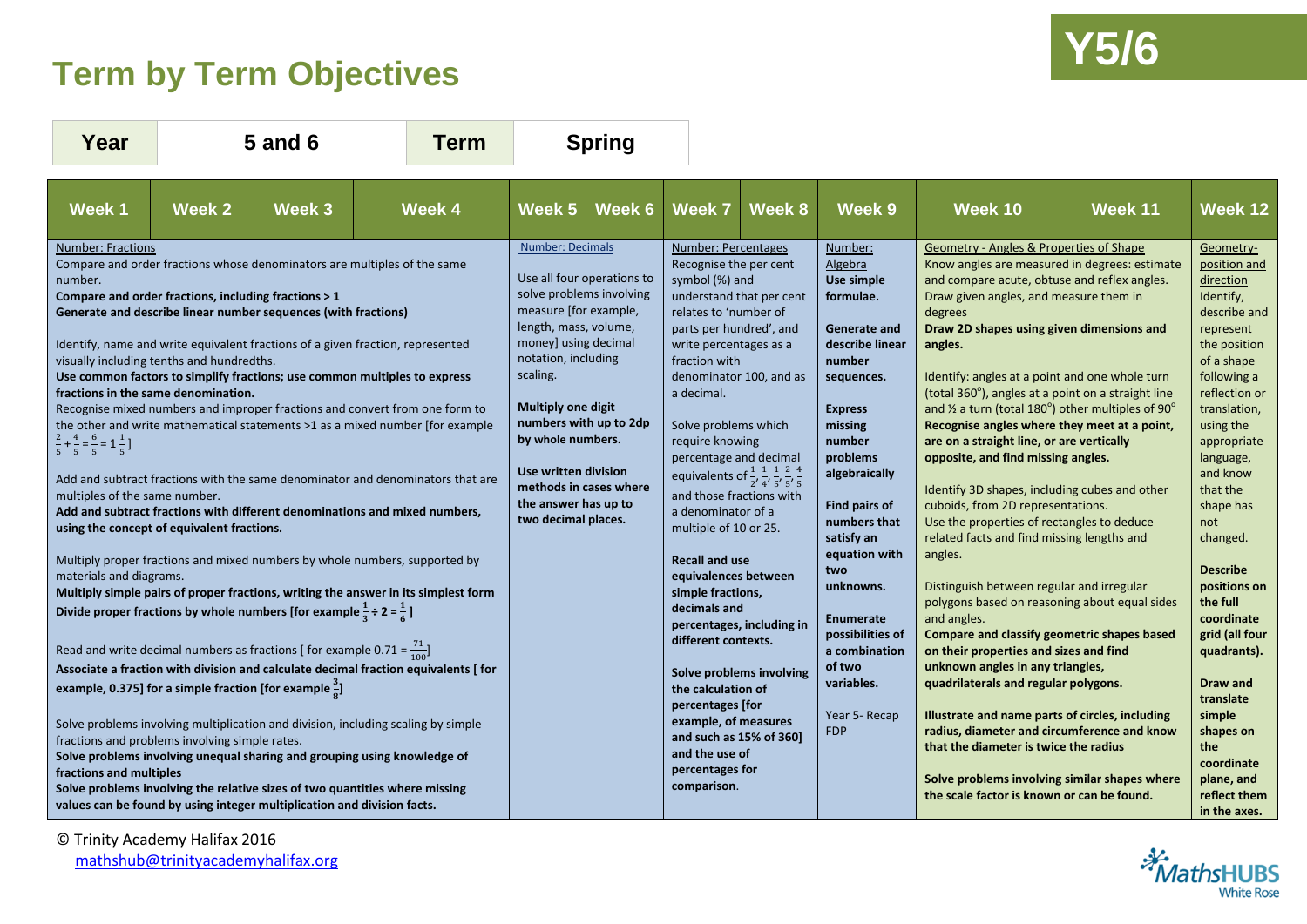# Term by Term Objectives

**Y5/6**

| Year | 5 and 6 | Term | Spring |
|---|---|---|---|

| Week 1 – Week 4 | Week 5 – Week 6 | Week 7 – Week 8 | Week 9 | Week 10 – Week 11 | Week 12 |
|---|---|---|---|---|---|
| Number: Fractions<br>Compare and order fractions whose denominators are multiples of the same number.<br>**Compare and order fractions, including fractions > 1**<br>**Generate and describe linear number sequences (with fractions)**<br><br>Identify, name and write equivalent fractions of a given fraction, represented visually including tenths and hundredths.<br>**Use common factors to simplify fractions; use common multiples to express fractions in the same denomination.**<br>Recognise mixed numbers and improper fractions and convert from one form to the other and write mathematical statements >1 as a mixed number [for example $\frac{2}{5}+\frac{4}{5}=\frac{6}{5}=1\frac{1}{5}$]<br><br>Add and subtract fractions with the same denominator and denominators that are multiples of the same number.<br>**Add and subtract fractions with different denominations and mixed numbers, using the concept of equivalent fractions.**<br><br>Multiply proper fractions and mixed numbers by whole numbers, supported by materials and diagrams.<br>**Multiply simple pairs of proper fractions, writing the answer in its simplest form**<br>**Divide proper fractions by whole numbers [for example $\frac{1}{3}\div 2=\frac{1}{6}$]**<br><br>Read and write decimal numbers as fractions [ for example 0.71 = $\frac{71}{100}$]<br>**Associate a fraction with division and calculate decimal fraction equivalents [ for example, 0.375] for a simple fraction [for example $\frac{3}{8}$]**<br><br>Solve problems involving multiplication and division, including scaling by simple fractions and problems involving simple rates.<br>**Solve problems involving unequal sharing and grouping using knowledge of fractions and multiples**<br>**Solve problems involving the relative sizes of two quantities where missing values can be found by using integer multiplication and division facts.** | Number: Decimals<br><br>Use all four operations to solve problems involving measure [for example, length, mass, volume, money] using decimal notation, including scaling.<br><br>**Multiply one digit numbers with up to 2dp by whole numbers.**<br><br>**Use written division methods in cases where the answer has up to two decimal places.** | Number: Percentages<br>Recognise the per cent symbol (%) and understand that per cent relates to 'number of parts per hundred', and write percentages as a fraction with denominator 100, and as a decimal.<br><br>Solve problems which require knowing percentage and decimal equivalents of $\frac{1}{2}, \frac{1}{4}, \frac{1}{5}, \frac{2}{5}, \frac{4}{5}$ and those fractions with a denominator of a multiple of 10 or 25.<br><br>**Recall and use equivalences between simple fractions, decimals and percentages, including in different contexts.**<br><br>**Solve problems involving the calculation of percentages [for example, of measures and such as 15% of 360] and the use of percentages for comparison.** | Number: Algebra<br>**Use simple formulae.**<br><br>**Generate and describe linear number sequences.**<br><br>**Express missing number problems algebraically**<br><br>**Find pairs of numbers that satisfy an equation with two unknowns.**<br><br>**Enumerate possibilities of a combination of two variables.**<br><br>Year 5- Recap FDP | Geometry - Angles & Properties of Shape<br>Know angles are measured in degrees: estimate and compare acute, obtuse and reflex angles.<br>Draw given angles, and measure them in degrees<br>**Draw 2D shapes using given dimensions and angles.**<br><br>Identify: angles at a point and one whole turn (total 360°), angles at a point on a straight line and ½ a turn (total 180°) other multiples of 90°<br>**Recognise angles where they meet at a point, are on a straight line, or are vertically opposite, and find missing angles.**<br><br>Identify 3D shapes, including cubes and other cuboids, from 2D representations.<br>Use the properties of rectangles to deduce related facts and find missing lengths and angles.<br><br>Distinguish between regular and irregular polygons based on reasoning about equal sides and angles.<br>**Compare and classify geometric shapes based on their properties and sizes and find unknown angles in any triangles, quadrilaterals and regular polygons.**<br><br>**Illustrate and name parts of circles, including radius, diameter and circumference and know that the diameter is twice the radius**<br><br>**Solve problems involving similar shapes where the scale factor is known or can be found.** | Geometry- position and direction<br>Identify, describe and represent the position of a shape following a reflection or translation, using the appropriate language, and know that the shape has not changed.<br><br>**Describe positions on the full coordinate grid (all four quadrants).**<br><br>**Draw and translate simple shapes on the coordinate plane, and reflect them in the axes.** |

© Trinity Academy Halifax 2016
mathshub@trinityacademyhalifax.org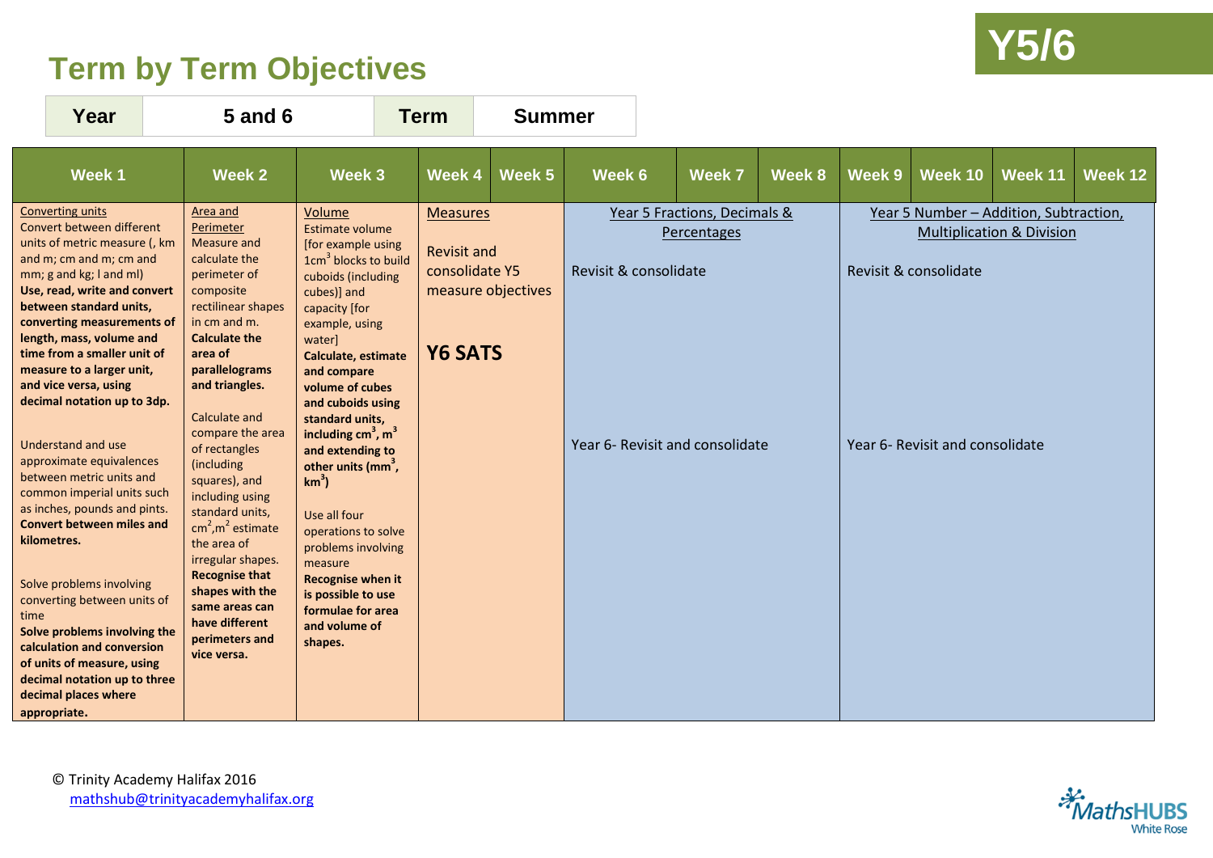# Term by Term Objectives

**Y5/6**

| Year | 5 and 6 | Term | Summer |
|---|---|---|---|

| Week 1 | Week 2 | Week 3 | Week 4 | Week 5 | Week 6 | Week 7 | Week 8 | Week 9 | Week 10 | Week 11 | Week 12 |
|---|---|---|---|---|---|---|---|---|---|---|---|
| Converting units<br>Convert between different units of metric measure (, km and m; cm and m; cm and mm; g and kg; l and ml)<br>**Use, read, write and convert between standard units, converting measurements of length, mass, volume and time from a smaller unit of measure to a larger unit, and vice versa, using decimal notation up to 3dp.**<br><br>Understand and use approximate equivalences between metric units and common imperial units such as inches, pounds and pints.<br>**Convert between miles and kilometres.**<br><br>Solve problems involving converting between units of time<br>**Solve problems involving the calculation and conversion of units of measure, using decimal notation up to three decimal places where appropriate.** | Area and Perimeter<br>Measure and calculate the perimeter of composite rectilinear shapes in cm and m.<br>**Calculate the area of parallelograms and triangles.**<br><br>Calculate and compare the area of rectangles (including squares), and including using standard units, $cm^2$, $m^2$ estimate the area of irregular shapes.<br>**Recognise that shapes with the same areas can have different perimeters and vice versa.** | Volume<br>Estimate volume [for example using $1cm^3$ blocks to build cuboids (including cubes)] and capacity [for example, using water]<br>**Calculate, estimate and compare volume of cubes and cuboids using standard units, including $cm^3$, $m^3$ and extending to other units ($mm^3$, $km^3$)**<br><br>Use all four operations to solve problems involving measure<br>**Recognise when it is possible to use formulae for area and volume of shapes.** | Measures<br><br>Revisit and consolidate Y5 measure objectives<br><br>**Y6 SATS** | | Year 5 Fractions, Decimals & Percentages<br><br>Revisit & consolidate<br><br>Year 6- Revisit and consolidate | | | Year 5 Number – Addition, Subtraction, Multiplication & Division<br><br>Revisit & consolidate<br><br>Year 6- Revisit and consolidate | | | |

© Trinity Academy Halifax 2016
mathshub@trinityacademyhalifax.org

MathsHUBS White Rose